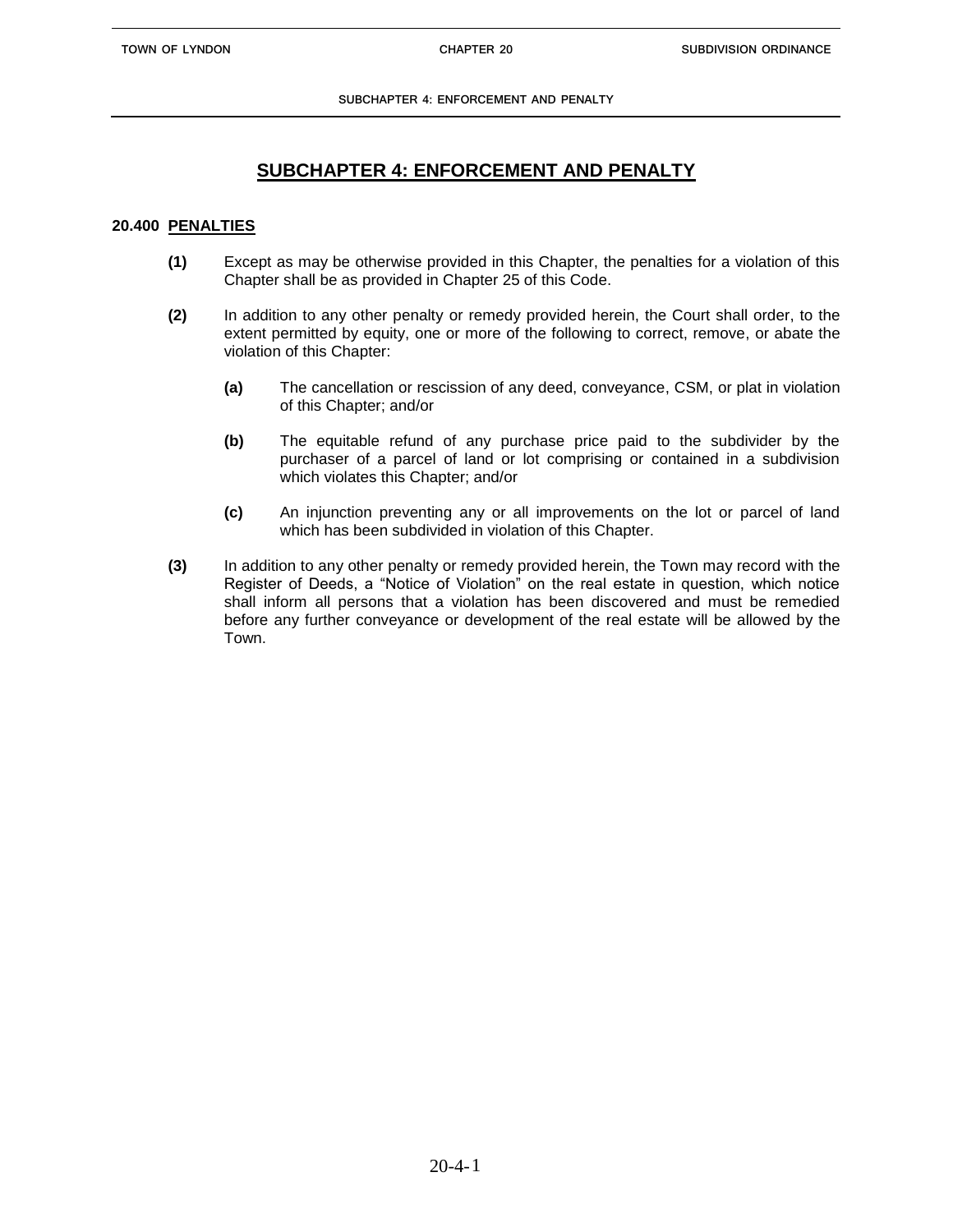# SUBCHAPTER 4: ENFORCEMENT AND PENALTY

## 20.400 PENALTIES

**(1)** Except as may be otherwise provided in this Chapter, the penalties for a violation of this Chapter shall be as provided in Chapter 25 of this Code.

**(2)** In addition to any other penalty or remedy provided herein, the Court shall order, to the extent permitted by equity, one or more of the following to correct, remove, or abate the violation of this Chapter:

**(a)** The cancellation or rescission of any deed, conveyance, CSM, or plat in violation of this Chapter; and/or

**(b)** The equitable refund of any purchase price paid to the subdivider by the purchaser of a parcel of land or lot comprising or contained in a subdivision which violates this Chapter; and/or

**(c)** An injunction preventing any or all improvements on the lot or parcel of land which has been subdivided in violation of this Chapter.

**(3)** In addition to any other penalty or remedy provided herein, the Town may record with the Register of Deeds, a "Notice of Violation" on the real estate in question, which notice shall inform all persons that a violation has been discovered and must be remedied before any further conveyance or development of the real estate will be allowed by the Town.